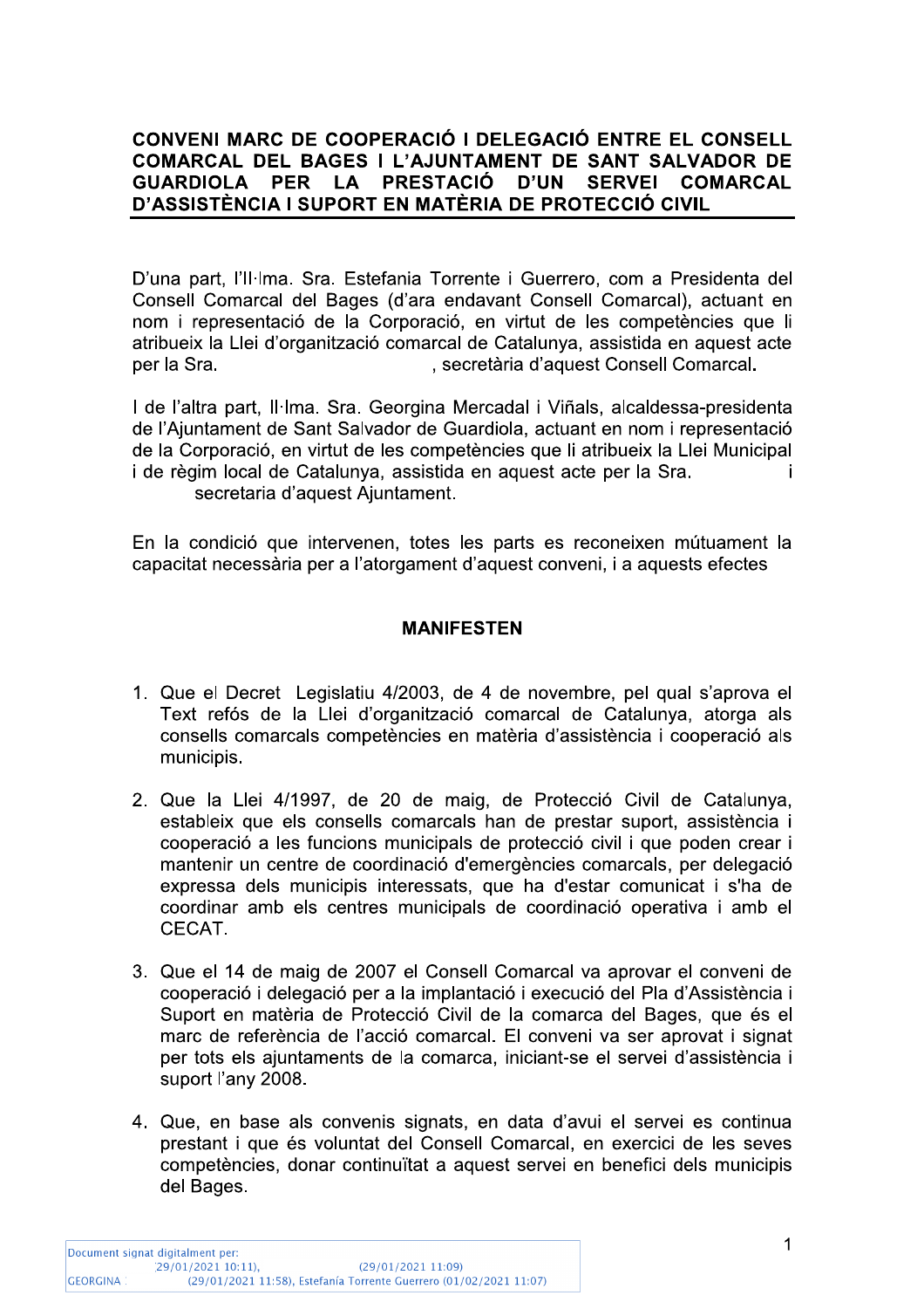## CONVENI MARC DE COOPERACIÓ I DELEGACIÓ ENTRE EL CONSELL COMARCAL DEL BAGES I L'AJUNTAMENT DE SANT SALVADOR DE GUARDIOLA PER LA PRESTACIÓ D'UN SERVEI COMARCAL D'ASSISTÈNCIA I SUPORT EN MATÈRIA DE PROTECCIÓ CIVIL

D'una part, l'Il·lma. Sra. Estefania Torrente i Guerrero, com a Presidenta del Consell Comarcal del Bages (d'ara endavant Consell Comarcal), actuant en nom i representació de la Corporació, en virtut de les competències que li atribueix la Llei d'organització comarcal de Catalunya, assistida en aquest acte per la Sra. , secretària d'aquest Consell Comarcal.

I de l'altra part, Il·lma. Sra. Georgina Mercadal i Viñals, alcaldessa-presidenta de l'Ajuntament de Sant Salvador de Guardiola, actuant en nom i representació de la Corporació, en virtut de les competències que li atribueix la Llei Municipal i de règim local de Catalunya, assistida en aquest acte per la Sra. i secretaria d'aquest Ajuntament.

En la condició que intervenen, totes les parts es reconeixen mútuament la capacitat necessària per a l'atorgament d'aquest conveni, i a aquests efectes

### MANIFESTEN

1. Que el Decret Legislatiu 4/2003, de 4 de novembre, pel qual s'aprova el Text refós de la Llei d'organització comarcal de Catalunya, atorga als consells comarcals competències en matèria d'assistència i cooperació als municipis.

2. Que la Llei 4/1997, de 20 de maig, de Protecció Civil de Catalunya, estableix que els consells comarcals han de prestar suport, assistència i cooperació a les funcions municipals de protecció civil i que poden crear i mantenir un centre de coordinació d'emergències comarcals, per delegació expressa dels municipis interessats, que ha d'estar comunicat i s'ha de coordinar amb els centres municipals de coordinació operativa i amb el CECAT.

3. Que el 14 de maig de 2007 el Consell Comarcal va aprovar el conveni de cooperació i delegació per a la implantació i execució del Pla d'Assistència i Suport en matèria de Protecció Civil de la comarca del Bages, que és el marc de referència de l'acció comarcal. El conveni va ser aprovat i signat per tots els ajuntaments de la comarca, iniciant-se el servei d'assistència i suport l'any 2008.

4. Que, en base als convenis signats, en data d'avui el servei es continua prestant i que és voluntat del Consell Comarcal, en exercici de les seves competències, donar continuïtat a aquest servei en benefici dels municipis del Bages.

Document signat digitalment per:
(29/01/2021 10:11), (29/01/2021 11:09)
GEORGINA (29/01/2021 11:58), Estefanía Torrente Guerrero (01/02/2021 11:07)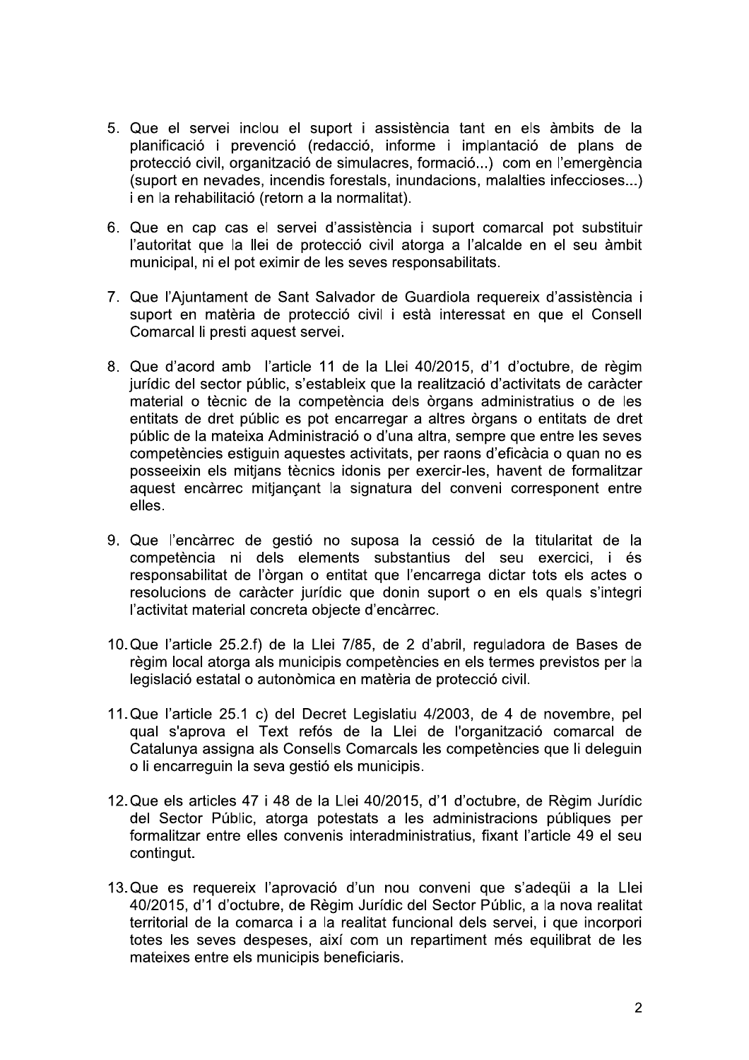5. Que el servei inclou el suport i assistència tant en els àmbits de la planificació i prevenció (redacció, informe i implantació de plans de protecció civil, organització de simulacres, formació...) com en l'emergència (suport en nevades, incendis forestals, inundacions, malalties infeccioses...) i en la rehabilitació (retorn a la normalitat).

6. Que en cap cas el servei d'assistència i suport comarcal pot substituir l'autoritat que la llei de protecció civil atorga a l'alcalde en el seu àmbit municipal, ni el pot eximir de les seves responsabilitats.

7. Que l'Ajuntament de Sant Salvador de Guardiola requereix d'assistència i suport en matèria de protecció civil i està interessat en que el Consell Comarcal li presti aquest servei.

8. Que d'acord amb l'article 11 de la Llei 40/2015, d'1 d'octubre, de règim jurídic del sector públic, s'estableix que la realització d'activitats de caràcter material o tècnic de la competència dels òrgans administratius o de les entitats de dret públic es pot encarregar a altres òrgans o entitats de dret públic de la mateixa Administració o d'una altra, sempre que entre les seves competències estiguin aquestes activitats, per raons d'eficàcia o quan no es posseeixin els mitjans tècnics idonis per exercir-les, havent de formalitzar aquest encàrrec mitjançant la signatura del conveni corresponent entre elles.

9. Que l'encàrrec de gestió no suposa la cessió de la titularitat de la competència ni dels elements substantius del seu exercici, i és responsabilitat de l'òrgan o entitat que l'encarrega dictar tots els actes o resolucions de caràcter jurídic que donin suport o en els quals s'integri l'activitat material concreta objecte d'encàrrec.

10. Que l'article 25.2.f) de la Llei 7/85, de 2 d'abril, reguladora de Bases de règim local atorga als municipis competències en els termes previstos per la legislació estatal o autonòmica en matèria de protecció civil.

11. Que l'article 25.1 c) del Decret Legislatiu 4/2003, de 4 de novembre, pel qual s'aprova el Text refós de la Llei de l'organització comarcal de Catalunya assigna als Consells Comarcals les competències que li deleguin o li encarreguin la seva gestió els municipis.

12. Que els articles 47 i 48 de la Llei 40/2015, d'1 d'octubre, de Règim Jurídic del Sector Públic, atorga potestats a les administracions públiques per formalitzar entre elles convenis interadministratius, fixant l'article 49 el seu contingut.

13. Que es requereix l'aprovació d'un nou conveni que s'adeqüi a la Llei 40/2015, d'1 d'octubre, de Règim Jurídic del Sector Públic, a la nova realitat territorial de la comarca i a la realitat funcional dels servei, i que incorpori totes les seves despeses, així com un repartiment més equilibrat de les mateixes entre els municipis beneficiaris.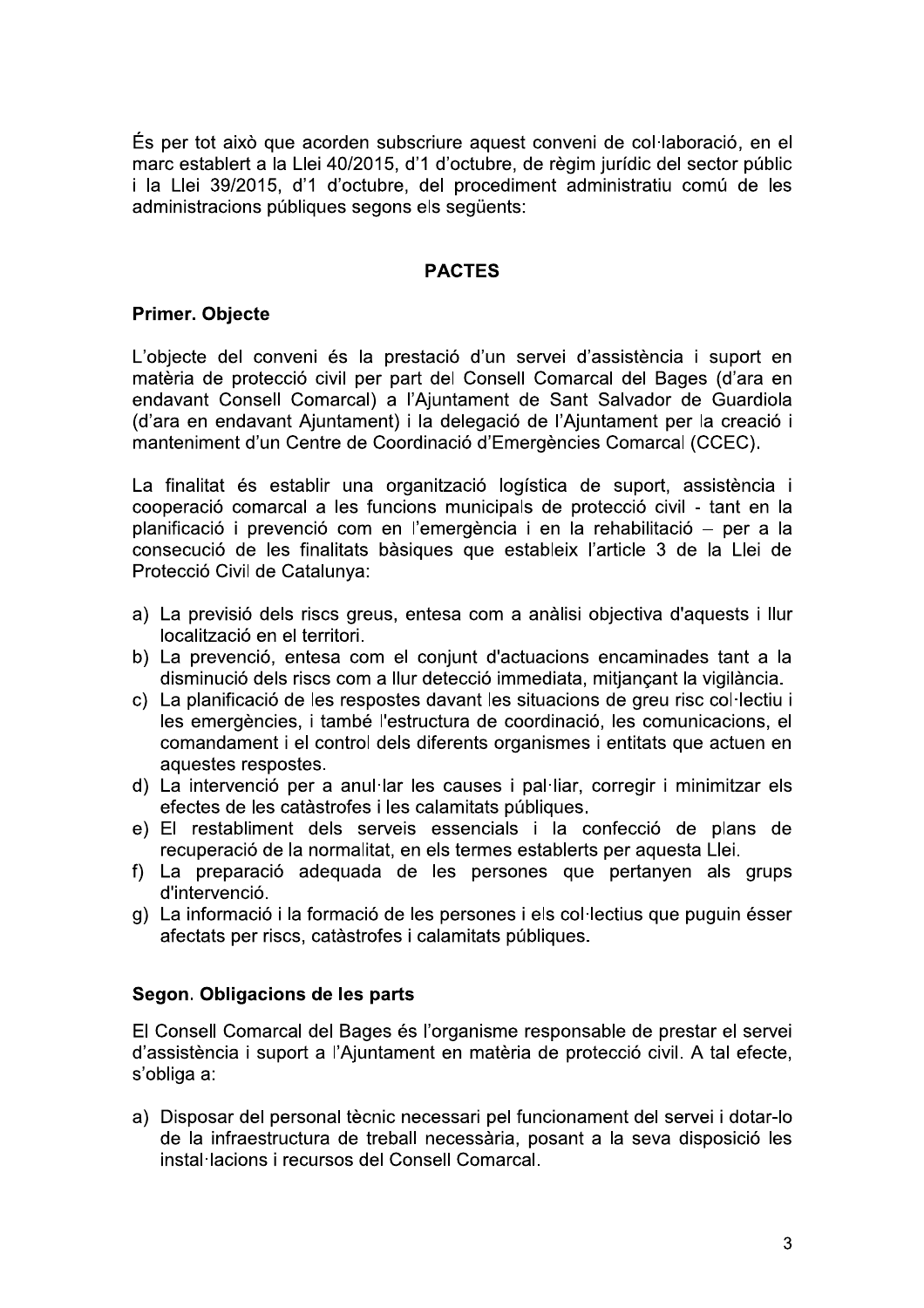És per tot això que acorden subscriure aquest conveni de col·laboració, en el marc establert a la Llei 40/2015, d'1 d'octubre, de règim jurídic del sector públic i la Llei 39/2015, d'1 d'octubre, del procediment administratiu comú de les administracions públiques segons els següents:

## PACTES

### Primer. Objecte

L'objecte del conveni és la prestació d'un servei d'assistència i suport en matèria de protecció civil per part del Consell Comarcal del Bages (d'ara en endavant Consell Comarcal) a l'Ajuntament de Sant Salvador de Guardiola (d'ara en endavant Ajuntament) i la delegació de l'Ajuntament per la creació i manteniment d'un Centre de Coordinació d'Emergències Comarcal (CCEC).

La finalitat és establir una organització logística de suport, assistència i cooperació comarcal a les funcions municipals de protecció civil - tant en la planificació i prevenció com en l'emergència i en la rehabilitació – per a la consecució de les finalitats bàsiques que estableix l'article 3 de la Llei de Protecció Civil de Catalunya:

a) La previsió dels riscs greus, entesa com a anàlisi objectiva d'aquests i llur localització en el territori.
b) La prevenció, entesa com el conjunt d'actuacions encaminades tant a la disminució dels riscs com a llur detecció immediata, mitjançant la vigilància.
c) La planificació de les respostes davant les situacions de greu risc col·lectiu i les emergències, i també l'estructura de coordinació, les comunicacions, el comandament i el control dels diferents organismes i entitats que actuen en aquestes respostes.
d) La intervenció per a anul·lar les causes i pal·liar, corregir i minimitzar els efectes de les catàstrofes i les calamitats públiques.
e) El restabliment dels serveis essencials i la confecció de plans de recuperació de la normalitat, en els termes establerts per aquesta Llei.
f) La preparació adequada de les persones que pertanyen als grups d'intervenció.
g) La informació i la formació de les persones i els col·lectius que puguin ésser afectats per riscs, catàstrofes i calamitats públiques.

### Segon. Obligacions de les parts

El Consell Comarcal del Bages és l'organisme responsable de prestar el servei d'assistència i suport a l'Ajuntament en matèria de protecció civil. A tal efecte, s'obliga a:

a) Disposar del personal tècnic necessari pel funcionament del servei i dotar-lo de la infraestructura de treball necessària, posant a la seva disposició les instal·lacions i recursos del Consell Comarcal.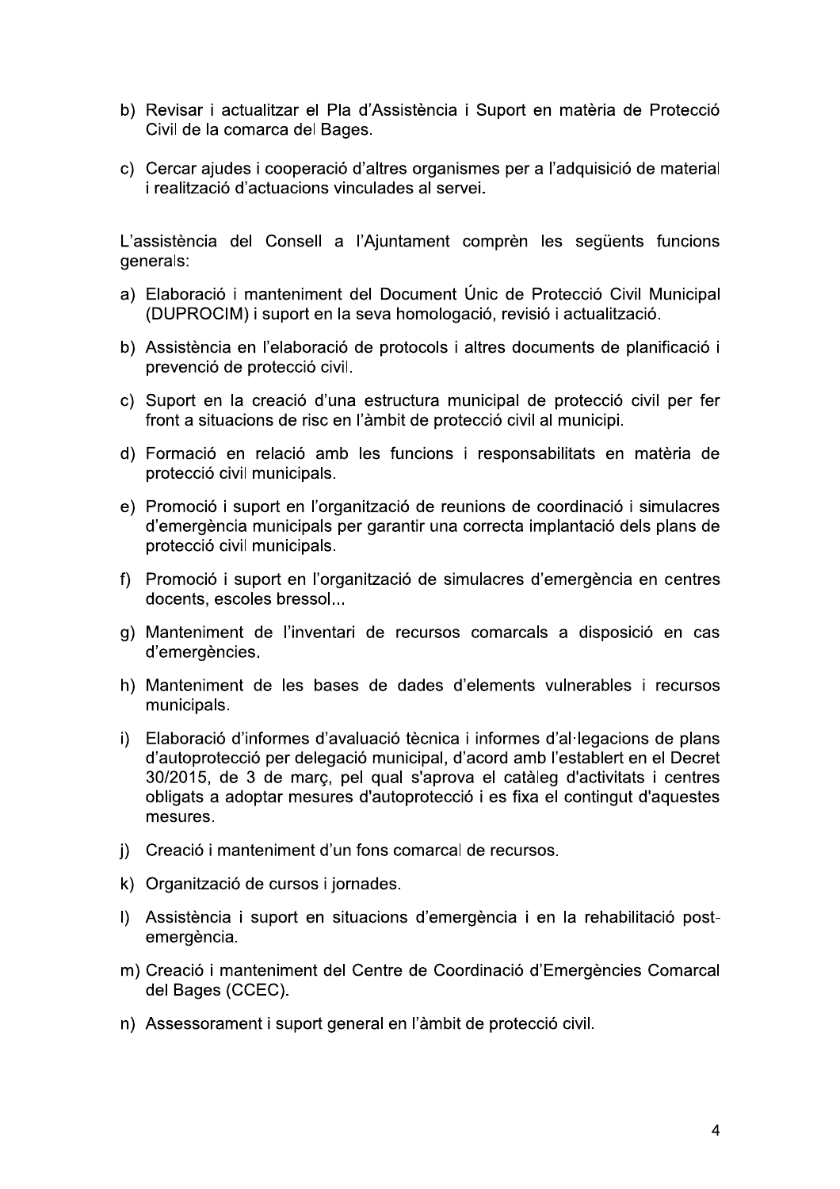b) Revisar i actualitzar el Pla d'Assistència i Suport en matèria de Protecció Civil de la comarca del Bages.

c) Cercar ajudes i cooperació d'altres organismes per a l'adquisició de material i realització d'actuacions vinculades al servei.

L'assistència del Consell a l'Ajuntament comprèn les següents funcions generals:

a) Elaboració i manteniment del Document Únic de Protecció Civil Municipal (DUPROCIM) i suport en la seva homologació, revisió i actualització.

b) Assistència en l'elaboració de protocols i altres documents de planificació i prevenció de protecció civil.

c) Suport en la creació d'una estructura municipal de protecció civil per fer front a situacions de risc en l'àmbit de protecció civil al municipi.

d) Formació en relació amb les funcions i responsabilitats en matèria de protecció civil municipals.

e) Promoció i suport en l'organització de reunions de coordinació i simulacres d'emergència municipals per garantir una correcta implantació dels plans de protecció civil municipals.

f) Promoció i suport en l'organització de simulacres d'emergència en centres docents, escoles bressol...

g) Manteniment de l'inventari de recursos comarcals a disposició en cas d'emergències.

h) Manteniment de les bases de dades d'elements vulnerables i recursos municipals.

i) Elaboració d'informes d'avaluació tècnica i informes d'al·legacions de plans d'autoprotecció per delegació municipal, d'acord amb l'establert en el Decret 30/2015, de 3 de març, pel qual s'aprova el catàleg d'activitats i centres obligats a adoptar mesures d'autoprotecció i es fixa el contingut d'aquestes mesures.

j) Creació i manteniment d'un fons comarcal de recursos.

k) Organització de cursos i jornades.

l) Assistència i suport en situacions d'emergència i en la rehabilitació post-emergència.

m) Creació i manteniment del Centre de Coordinació d'Emergències Comarcal del Bages (CCEC).

n) Assessorament i suport general en l'àmbit de protecció civil.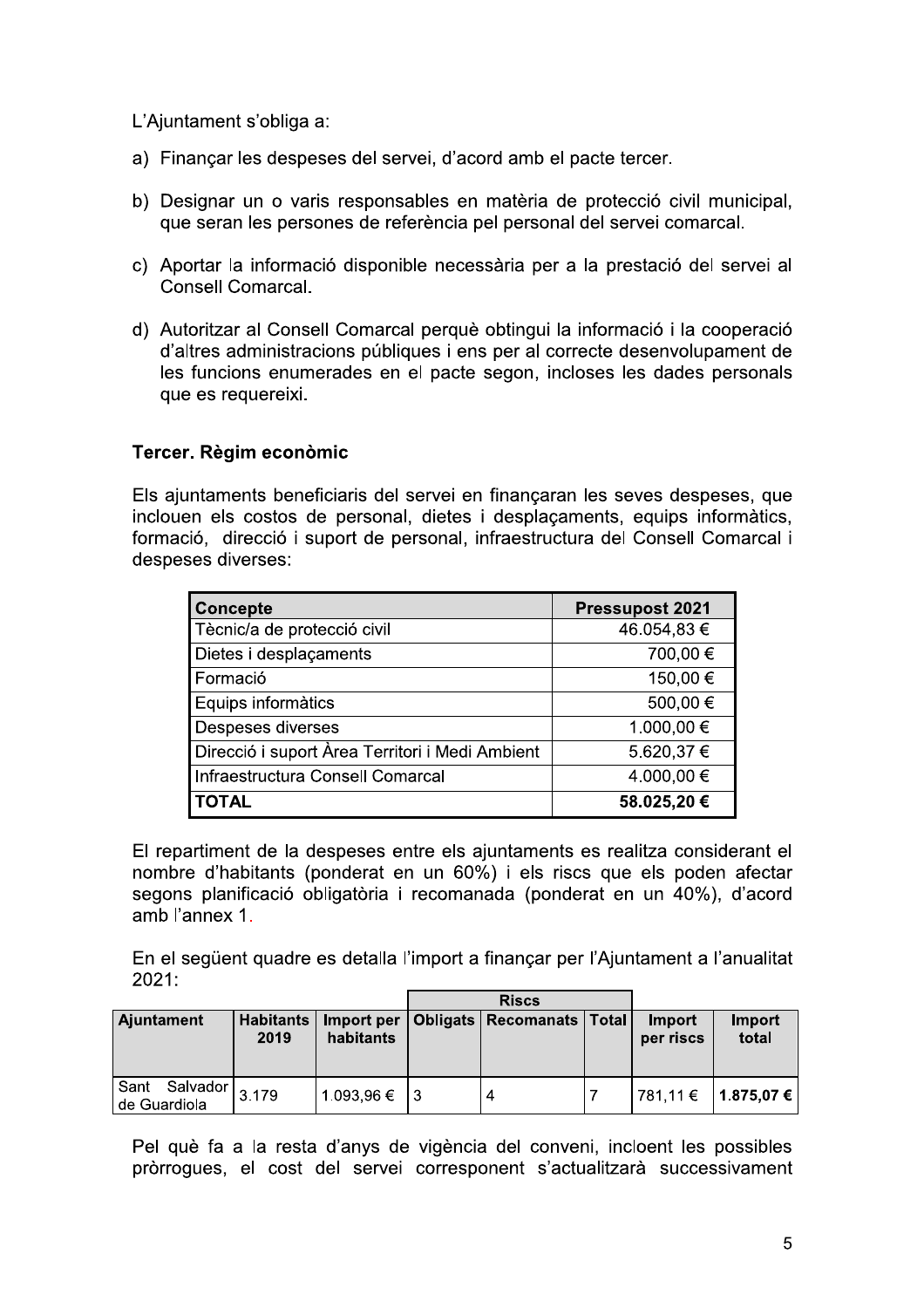L'Ajuntament s'obliga a:

a) Finançar les despeses del servei, d'acord amb el pacte tercer.

b) Designar un o varis responsables en matèria de protecció civil municipal, que seran les persones de referència pel personal del servei comarcal.

c) Aportar la informació disponible necessària per a la prestació del servei al Consell Comarcal.

d) Autoritzar al Consell Comarcal perquè obtingui la informació i la cooperació d'altres administracions públiques i ens per al correcte desenvolupament de les funcions enumerades en el pacte segon, incloses les dades personals que es requereixi.

### Tercer. Règim econòmic

Els ajuntaments beneficiaris del servei en finançaran les seves despeses, que inclouen els costos de personal, dietes i desplaçaments, equips informàtics, formació, direcció i suport de personal, infraestructura del Consell Comarcal i despeses diverses:

| Concepte | Pressupost 2021 |
|---|---|
| Tècnic/a de protecció civil | 46.054,83 € |
| Dietes i desplaçaments | 700,00 € |
| Formació | 150,00 € |
| Equips informàtics | 500,00 € |
| Despeses diverses | 1.000,00 € |
| Direcció i suport Àrea Territori i Medi Ambient | 5.620,37 € |
| Infraestructura Consell Comarcal | 4.000,00 € |
| **TOTAL** | **58.025,20 €** |

El repartiment de la despeses entre els ajuntaments es realitza considerant el nombre d'habitants (ponderat en un 60%) i els riscs que els poden afectar segons planificació obligatòria i recomanada (ponderat en un 40%), d'acord amb l'annex 1.

En el següent quadre es detalla l'import a finançar per l'Ajuntament a l'anualitat 2021:

| Ajuntament | Habitants 2019 | Import per habitants | Riscs | | | Import per riscs | Import total |
|---|---|---|---|---|---|---|---|
| | | | Obligats | Recomanats | Total | | |
| Sant Salvador de Guardiola | 3.179 | 1.093,96 € | 3 | 4 | 7 | 781,11 € | **1.875,07 €** |

Pel què fa a la resta d'anys de vigència del conveni, incloent les possibles pròrrogues, el cost del servei corresponent s'actualitzarà successivament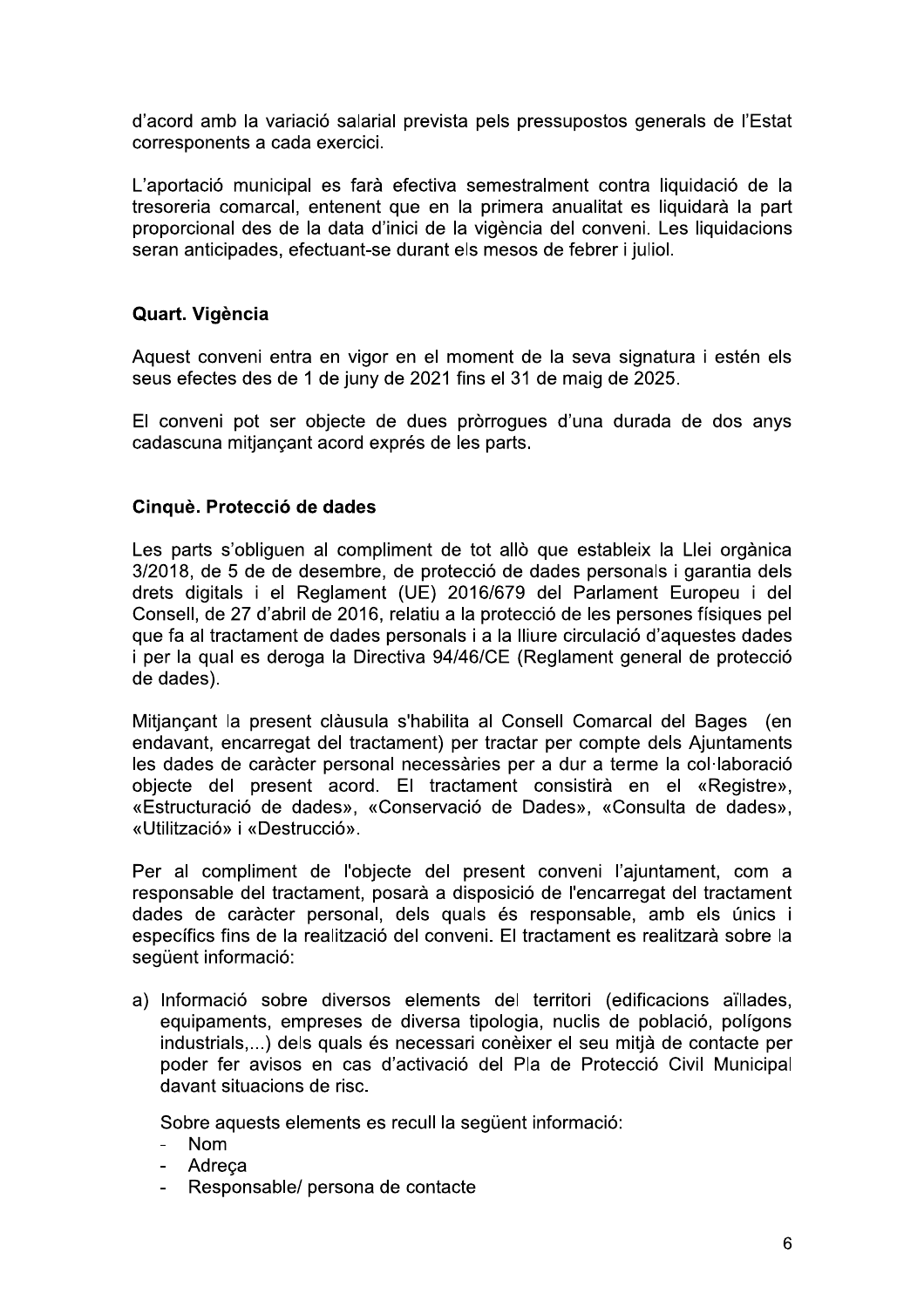d'acord amb la variació salarial prevista pels pressupostos generals de l'Estat corresponents a cada exercici.

L'aportació municipal es farà efectiva semestralment contra liquidació de la tresoreria comarcal, entenent que en la primera anualitat es liquidarà la part proporcional des de la data d'inici de la vigència del conveni. Les liquidacions seran anticipades, efectuant-se durant els mesos de febrer i juliol.

**Quart. Vigència**

Aquest conveni entra en vigor en el moment de la seva signatura i estén els seus efectes des de 1 de juny de 2021 fins el 31 de maig de 2025.

El conveni pot ser objecte de dues pròrrogues d'una durada de dos anys cadascuna mitjançant acord exprés de les parts.

**Cinquè. Protecció de dades**

Les parts s'obliguen al compliment de tot allò que estableix la Llei orgànica 3/2018, de 5 de de desembre, de protecció de dades personals i garantia dels drets digitals i el Reglament (UE) 2016/679 del Parlament Europeu i del Consell, de 27 d'abril de 2016, relatiu a la protecció de les persones físiques pel que fa al tractament de dades personals i a la lliure circulació d'aquestes dades i per la qual es deroga la Directiva 94/46/CE (Reglament general de protecció de dades).

Mitjançant la present clàusula s'habilita al Consell Comarcal del Bages (en endavant, encarregat del tractament) per tractar per compte dels Ajuntaments les dades de caràcter personal necessàries per a dur a terme la col·laboració objecte del present acord. El tractament consistirà en el «Registre», «Estructuració de dades», «Conservació de Dades», «Consulta de dades», «Utilització» i «Destrucció».

Per al compliment de l'objecte del present conveni l'ajuntament, com a responsable del tractament, posarà a disposició de l'encarregat del tractament dades de caràcter personal, dels quals és responsable, amb els únics i específics fins de la realització del conveni. El tractament es realitzarà sobre la següent informació:

a) Informació sobre diversos elements del territori (edificacions aïllades, equipaments, empreses de diversa tipologia, nuclis de població, polígons industrials,...) dels quals és necessari conèixer el seu mitjà de contacte per poder fer avisos en cas d'activació del Pla de Protecció Civil Municipal davant situacions de risc.

   Sobre aquests elements es recull la següent informació:
   - Nom
   - Adreça
   - Responsable/ persona de contacte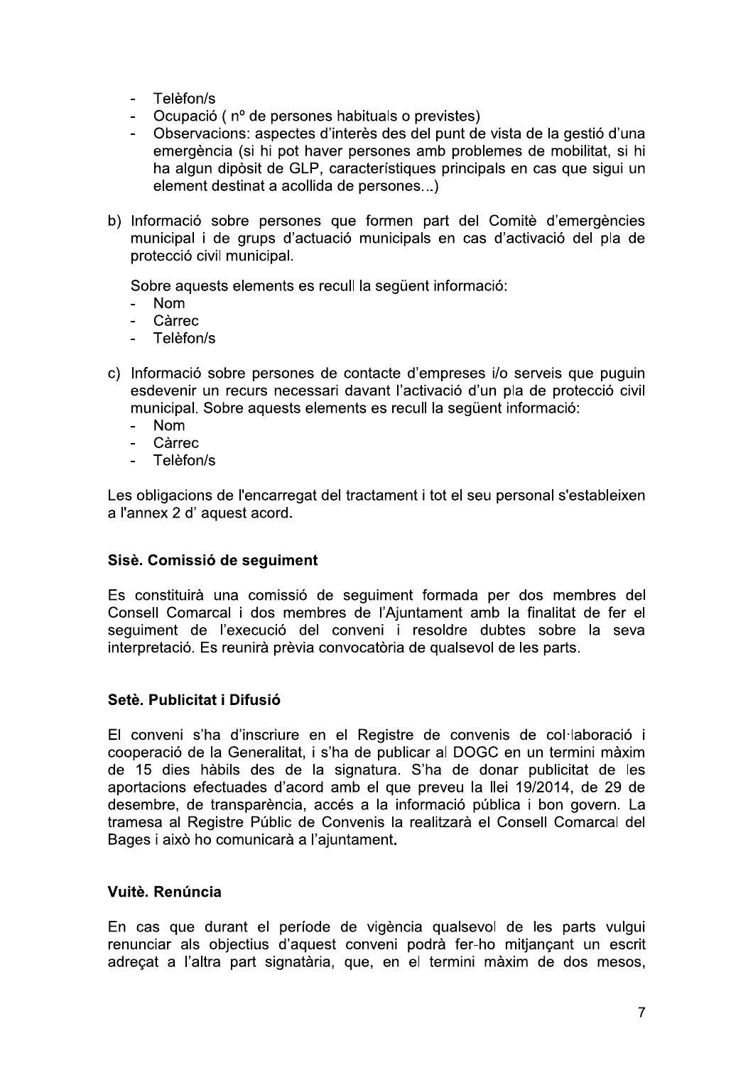- Telèfon/s
- Ocupació ( nº de persones habituals o previstes)
- Observacions: aspectes d'interès des del punt de vista de la gestió d'una emergència (si hi pot haver persones amb problemes de mobilitat, si hi ha algun dipòsit de GLP, característiques principals en cas que sigui un element destinat a acollida de persones...)

b) Informació sobre persones que formen part del Comitè d'emergències municipal i de grups d'actuació municipals en cas d'activació del pla de protecció civil municipal.

   Sobre aquests elements es recull la següent informació:
   - Nom
   - Càrrec
   - Telèfon/s

c) Informació sobre persones de contacte d'empreses i/o serveis que puguin esdevenir un recurs necessari davant l'activació d'un pla de protecció civil municipal. Sobre aquests elements es recull la següent informació:
   - Nom
   - Càrrec
   - Telèfon/s

Les obligacions de l'encarregat del tractament i tot el seu personal s'estableixen a l'annex 2 d' aquest acord.

### Sisè. Comissió de seguiment

Es constituirà una comissió de seguiment formada per dos membres del Consell Comarcal i dos membres de l'Ajuntament amb la finalitat de fer el seguiment de l'execució del conveni i resoldre dubtes sobre la seva interpretació. Es reunirà prèvia convocatòria de qualsevol de les parts.

### Setè. Publicitat i Difusió

El conveni s'ha d'inscriure en el Registre de convenis de col·laboració i cooperació de la Generalitat, i s'ha de publicar al DOGC en un termini màxim de 15 dies hàbils des de la signatura. S'ha de donar publicitat de les aportacions efectuades d'acord amb el que preveu la llei 19/2014, de 29 de desembre, de transparència, accés a la informació pública i bon govern. La tramesa al Registre Públic de Convenis la realitzarà el Consell Comarcal del Bages i això ho comunicarà a l'ajuntament.

### Vuitè. Renúncia

En cas que durant el període de vigència qualsevol de les parts vulgui renunciar als objectius d'aquest conveni podrà fer-ho mitjançant un escrit adreçat a l'altra part signatària, que, en el termini màxim de dos mesos,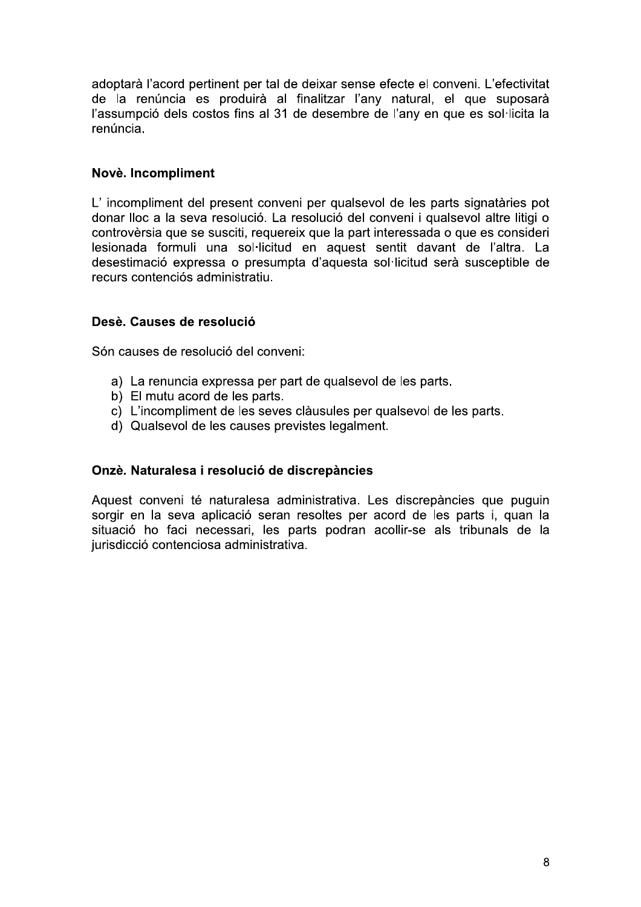adoptarà l'acord pertinent per tal de deixar sense efecte el conveni. L'efectivitat de la renúncia es produirà al finalitzar l'any natural, el que suposarà l'assumpció dels costos fins al 31 de desembre de l'any en que es sol·licita la renúncia.

### Novè. Incompliment

L' incompliment del present conveni per qualsevol de les parts signatàries pot donar lloc a la seva resolució. La resolució del conveni i qualsevol altre litigi o controvèrsia que se susciti, requereix que la part interessada o que es consideri lesionada formuli una sol·licitud en aquest sentit davant de l'altra. La desestimació expressa o presumpta d'aquesta sol·licitud serà susceptible de recurs contenciós administratiu.

### Desè. Causes de resolució

Són causes de resolució del conveni:

a) La renuncia expressa per part de qualsevol de les parts.
b) El mutu acord de les parts.
c) L'incompliment de les seves clàusules per qualsevol de les parts.
d) Qualsevol de les causes previstes legalment.

### Onzè. Naturalesa i resolució de discrepàncies

Aquest conveni té naturalesa administrativa. Les discrepàncies que puguin sorgir en la seva aplicació seran resoltes per acord de les parts i, quan la situació ho faci necessari, les parts podran acollir-se als tribunals de la jurisdicció contenciosa administrativa.